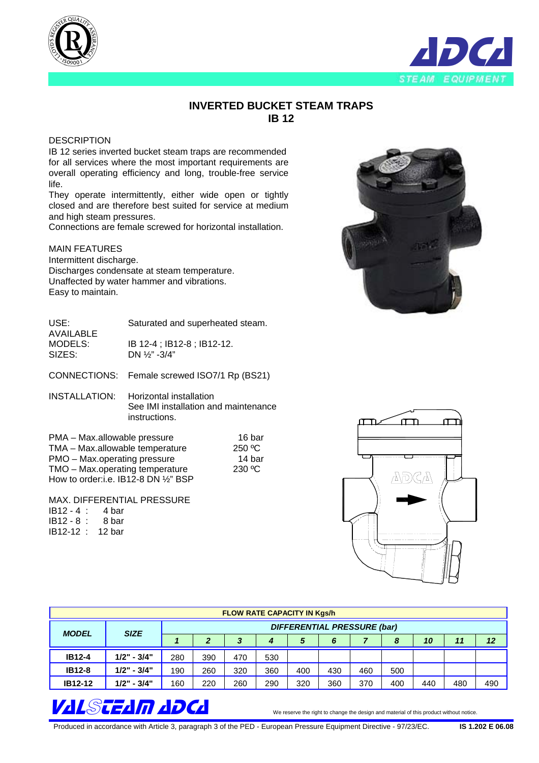# INVERTED BUCKET STEAM TRAPS
## IB 12

DESCRIPTION

IB 12 series inverted bucket steam traps are recommended for all services where the most important requirements are overall operating efficiency and long, trouble-free service life.

They operate intermittently, either wide open or tightly closed and are therefore best suited for service at medium and high steam pressures.

Connections are female screwed for horizontal installation.

MAIN FEATURES

Intermittent discharge.
Discharges condensate at steam temperature.
Unaffected by water hammer and vibrations.
Easy to maintain.

| | |
|---|---|
| USE: | Saturated and superheated steam. |
| AVAILABLE MODELS: | IB 12-4 ; IB12-8 ; IB12-12. |
| SIZES: | DN ½" -3/4" |
| CONNECTIONS: | Female screwed ISO7/1 Rp (BS21) |
| INSTALLATION: | Horizontal installation<br>See IMI installation and maintenance instructions. |

| | |
|---|---|
| PMA – Max.allowable pressure | 16 bar |
| TMA – Max.allowable temperature | 250 ºC |
| PMO – Max.operating pressure | 14 bar |
| TMO – Max.operating temperature | 230 ºC |

How to order:i.e. IB12-8 DN ½" BSP

MAX. DIFFERENTIAL PRESSURE

IB12 - 4 : 4 bar
IB12 - 8 : 8 bar
IB12-12 : 12 bar

| FLOW RATE CAPACITY IN Kgs/h | | | | | | | | | | | | |
|---|---|---|---|---|---|---|---|---|---|---|---|---|
| **MODEL** | **SIZE** | ***DIFFERENTIAL PRESSURE (bar)*** | | | | | | | | | | |
| | | ***1*** | ***2*** | ***3*** | ***4*** | ***5*** | ***6*** | ***7*** | ***8*** | ***10*** | ***11*** | ***12*** |
| **IB12-4** | **1/2" - 3/4"** | 280 | 390 | 470 | 530 | | | | | | | |
| **IB12-8** | **1/2" - 3/4"** | 190 | 260 | 320 | 360 | 400 | 430 | 460 | 500 | | | |
| **IB12-12** | **1/2" - 3/4"** | 160 | 220 | 260 | 290 | 320 | 360 | 370 | 400 | 440 | 480 | 490 |

We reserve the right to change the design and material of this product without notice.

Produced in accordance with Article 3, paragraph 3 of the PED - European Pressure Equipment Directive - 97/23/EC. **IS 1.202 E 06.08**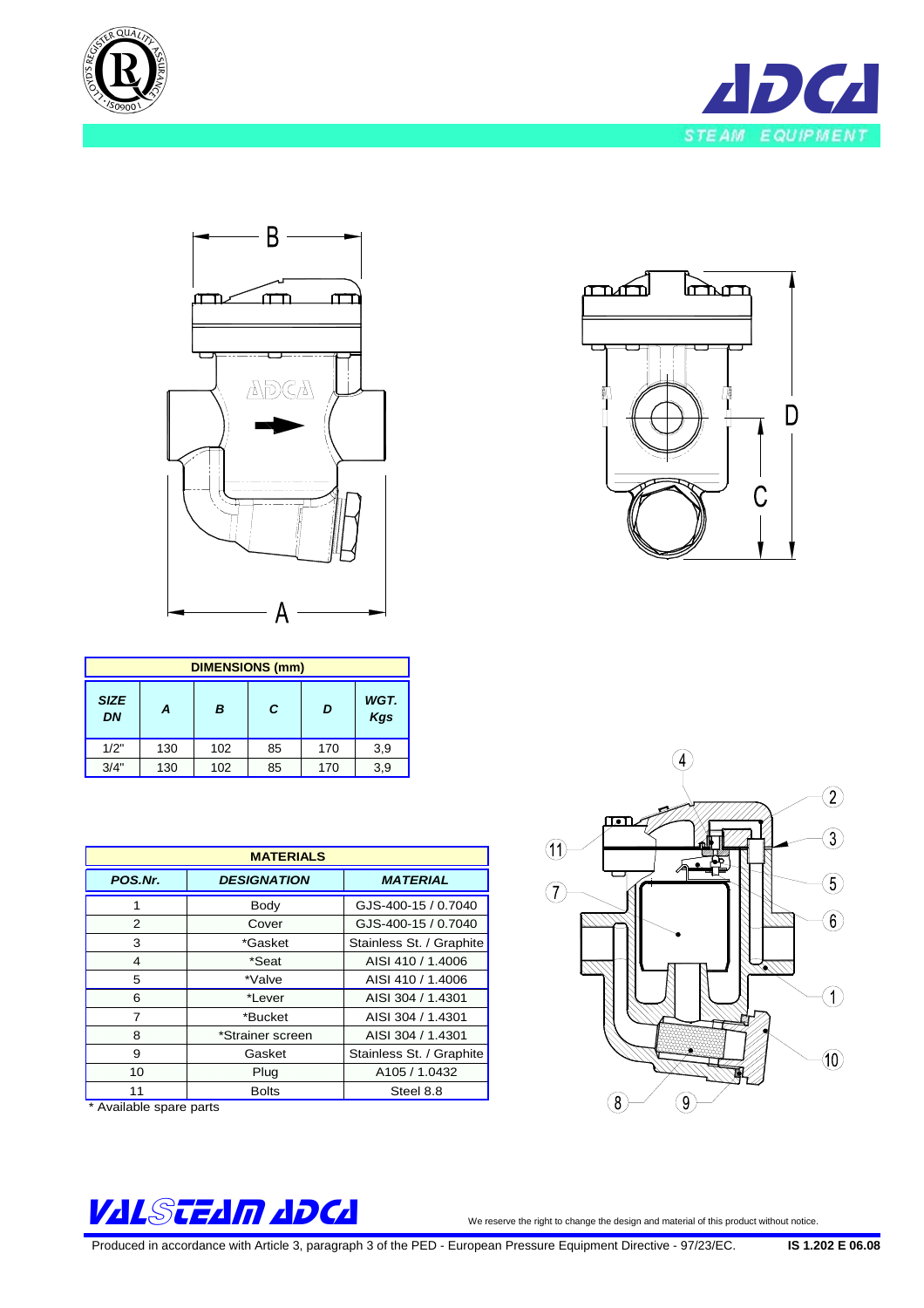| DIMENSIONS (mm) | | | | | |
|---|---|---|---|---|---|
| ***SIZE DN*** | ***A*** | ***B*** | ***C*** | ***D*** | ***WGT. Kgs*** |
| 1/2" | 130 | 102 | 85 | 170 | 3,9 |
| 3/4" | 130 | 102 | 85 | 170 | 3,9 |

| MATERIALS | | |
|---|---|---|
| ***POS.Nr.*** | ***DESIGNATION*** | ***MATERIAL*** |
| 1 | Body | GJS-400-15 / 0.7040 |
| 2 | Cover | GJS-400-15 / 0.7040 |
| 3 | *Gasket | Stainless St. / Graphite |
| 4 | *Seat | AISI 410 / 1.4006 |
| 5 | *Valve | AISI 410 / 1.4006 |
| 6 | *Lever | AISI 304 / 1.4301 |
| 7 | *Bucket | AISI 304 / 1.4301 |
| 8 | *Strainer screen | AISI 304 / 1.4301 |
| 9 | Gasket | Stainless St. / Graphite |
| 10 | Plug | A105 / 1.0432 |
| 11 | Bolts | Steel 8.8 |

* Available spare parts

We reserve the right to change the design and material of this product without notice.

Produced in accordance with Article 3, paragraph 3 of the PED - European Pressure Equipment Directive - 97/23/EC.

IS 1.202 E 06.08